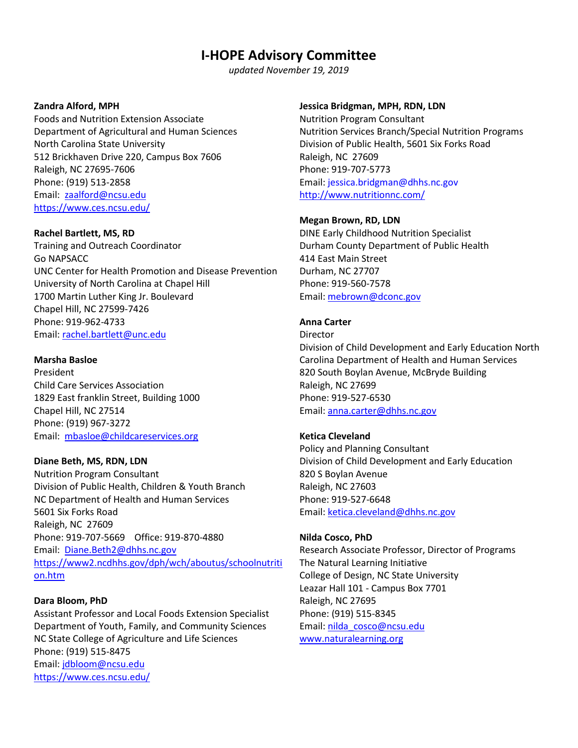# I-HOPE Advisory Committee

*updated November 19, 2019*

**Zandra Alford, MPH**
Foods and Nutrition Extension Associate
Department of Agricultural and Human Sciences
North Carolina State University
512 Brickhaven Drive 220, Campus Box 7606
Raleigh, NC 27695-7606
Phone: (919) 513-2858
Email: zaalford@ncsu.edu
https://www.ces.ncsu.edu/

**Rachel Bartlett, MS, RD**
Training and Outreach Coordinator
Go NAPSACC
UNC Center for Health Promotion and Disease Prevention
University of North Carolina at Chapel Hill
1700 Martin Luther King Jr. Boulevard
Chapel Hill, NC 27599-7426
Phone: 919-962-4733
Email: rachel.bartlett@unc.edu

**Marsha Basloe**
President
Child Care Services Association
1829 East franklin Street, Building 1000
Chapel Hill, NC 27514
Phone: (919) 967-3272
Email: mbasloe@childcareservices.org

**Diane Beth, MS, RDN, LDN**
Nutrition Program Consultant
Division of Public Health, Children & Youth Branch
NC Department of Health and Human Services
5601 Six Forks Road
Raleigh, NC 27609
Phone: 919-707-5669 Office: 919-870-4880
Email: Diane.Beth2@dhhs.nc.gov
https://www2.ncdhhs.gov/dph/wch/aboutus/schoolnutrition.htm

**Dara Bloom, PhD**
Assistant Professor and Local Foods Extension Specialist
Department of Youth, Family, and Community Sciences
NC State College of Agriculture and Life Sciences
Phone: (919) 515-8475
Email: jdbloom@ncsu.edu
https://www.ces.ncsu.edu/

**Jessica Bridgman, MPH, RDN, LDN**
Nutrition Program Consultant
Nutrition Services Branch/Special Nutrition Programs
Division of Public Health, 5601 Six Forks Road
Raleigh, NC 27609
Phone: 919-707-5773
Email: jessica.bridgman@dhhs.nc.gov
http://www.nutritionnc.com/

**Megan Brown, RD, LDN**
DINE Early Childhood Nutrition Specialist
Durham County Department of Public Health
414 East Main Street
Durham, NC 27707
Phone: 919-560-7578
Email: mebrown@dconc.gov

**Anna Carter**
Director
Division of Child Development and Early Education North Carolina Department of Health and Human Services
820 South Boylan Avenue, McBryde Building
Raleigh, NC 27699
Phone: 919-527-6530
Email: anna.carter@dhhs.nc.gov

**Ketica Cleveland**
Policy and Planning Consultant
Division of Child Development and Early Education
820 S Boylan Avenue
Raleigh, NC 27603
Phone: 919-527-6648
Email: ketica.cleveland@dhhs.nc.gov

**Nilda Cosco, PhD**
Research Associate Professor, Director of Programs
The Natural Learning Initiative
College of Design, NC State University
Leazar Hall 101 - Campus Box 7701
Raleigh, NC 27695
Phone: (919) 515-8345
Email: nilda_cosco@ncsu.edu
www.naturalearning.org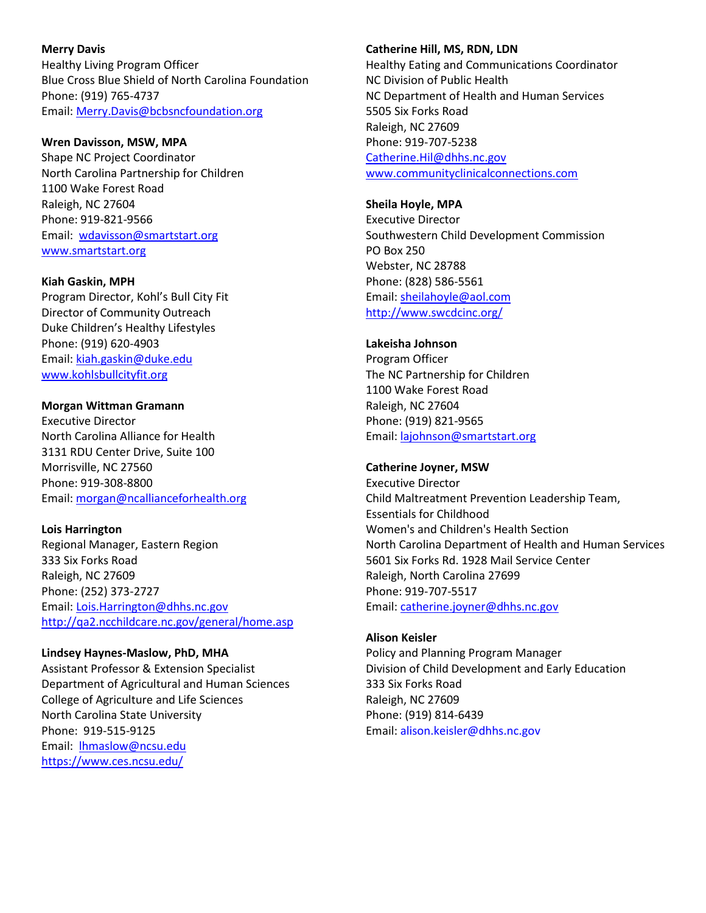**Merry Davis**
Healthy Living Program Officer
Blue Cross Blue Shield of North Carolina Foundation
Phone: (919) 765-4737
Email: Merry.Davis@bcbsncfoundation.org

**Wren Davisson, MSW, MPA**
Shape NC Project Coordinator
North Carolina Partnership for Children
1100 Wake Forest Road
Raleigh, NC 27604
Phone: 919-821-9566
Email: wdavisson@smartstart.org
www.smartstart.org

**Kiah Gaskin, MPH**
Program Director, Kohl's Bull City Fit
Director of Community Outreach
Duke Children's Healthy Lifestyles
Phone: (919) 620-4903
Email: kiah.gaskin@duke.edu
www.kohlsbullcityfit.org

**Morgan Wittman Gramann**
Executive Director
North Carolina Alliance for Health
3131 RDU Center Drive, Suite 100
Morrisville, NC 27560
Phone: 919-308-8800
Email: morgan@ncallianceforhealth.org

**Lois Harrington**
Regional Manager, Eastern Region
333 Six Forks Road
Raleigh, NC 27609
Phone: (252) 373-2727
Email: Lois.Harrington@dhhs.nc.gov
http://qa2.ncchildcare.nc.gov/general/home.asp

**Lindsey Haynes-Maslow, PhD, MHA**
Assistant Professor & Extension Specialist
Department of Agricultural and Human Sciences
College of Agriculture and Life Sciences
North Carolina State University
Phone: 919-515-9125
Email: lhmaslow@ncsu.edu
https://www.ces.ncsu.edu/

**Catherine Hill, MS, RDN, LDN**
Healthy Eating and Communications Coordinator
NC Division of Public Health
NC Department of Health and Human Services
5505 Six Forks Road
Raleigh, NC 27609
Phone: 919-707-5238
Catherine.Hil@dhhs.nc.gov
www.communityclinicalconnections.com

**Sheila Hoyle, MPA**
Executive Director
Southwestern Child Development Commission
PO Box 250
Webster, NC 28788
Phone: (828) 586-5561
Email: sheilahoyle@aol.com
http://www.swcdcinc.org/

**Lakeisha Johnson**
Program Officer
The NC Partnership for Children
1100 Wake Forest Road
Raleigh, NC 27604
Phone: (919) 821-9565
Email: lajohnson@smartstart.org

**Catherine Joyner, MSW**
Executive Director
Child Maltreatment Prevention Leadership Team,
Essentials for Childhood
Women's and Children's Health Section
North Carolina Department of Health and Human Services
5601 Six Forks Rd. 1928 Mail Service Center
Raleigh, North Carolina 27699
Phone: 919-707-5517
Email: catherine.joyner@dhhs.nc.gov

**Alison Keisler**
Policy and Planning Program Manager
Division of Child Development and Early Education
333 Six Forks Road
Raleigh, NC 27609
Phone: (919) 814-6439
Email: alison.keisler@dhhs.nc.gov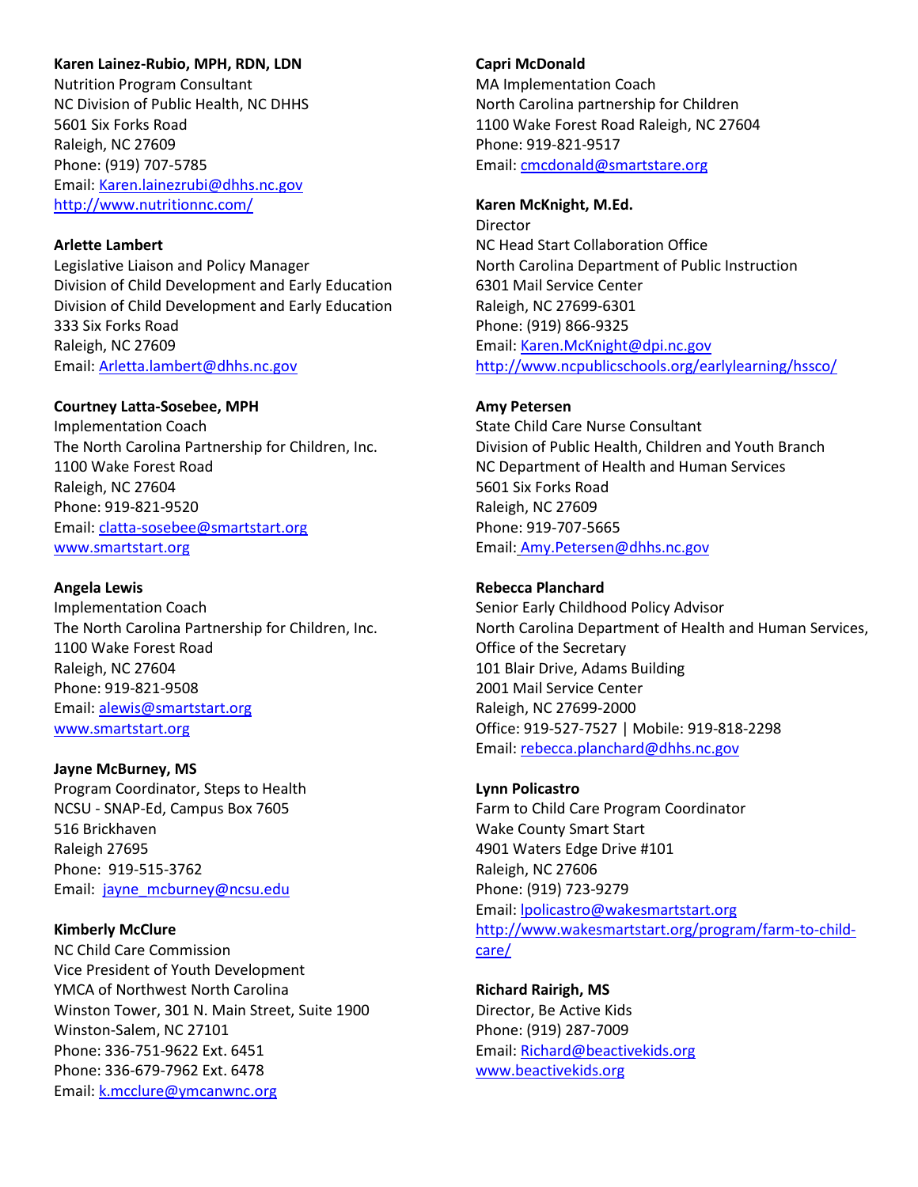**Karen Lainez-Rubio, MPH, RDN, LDN**
Nutrition Program Consultant
NC Division of Public Health, NC DHHS
5601 Six Forks Road
Raleigh, NC 27609
Phone: (919) 707-5785
Email: Karen.lainezrubi@dhhs.nc.gov
http://www.nutritionnc.com/

**Arlette Lambert**
Legislative Liaison and Policy Manager
Division of Child Development and Early Education
Division of Child Development and Early Education
333 Six Forks Road
Raleigh, NC 27609
Email: Arletta.lambert@dhhs.nc.gov

**Courtney Latta-Sosebee, MPH**
Implementation Coach
The North Carolina Partnership for Children, Inc.
1100 Wake Forest Road
Raleigh, NC 27604
Phone: 919-821-9520
Email: clatta-sosebee@smartstart.org
www.smartstart.org

**Angela Lewis**
Implementation Coach
The North Carolina Partnership for Children, Inc.
1100 Wake Forest Road
Raleigh, NC 27604
Phone: 919-821-9508
Email: alewis@smartstart.org
www.smartstart.org

**Jayne McBurney, MS**
Program Coordinator, Steps to Health
NCSU - SNAP-Ed, Campus Box 7605
516 Brickhaven
Raleigh 27695
Phone: 919-515-3762
Email: jayne_mcburney@ncsu.edu

**Kimberly McClure**
NC Child Care Commission
Vice President of Youth Development
YMCA of Northwest North Carolina
Winston Tower, 301 N. Main Street, Suite 1900
Winston-Salem, NC 27101
Phone: 336-751-9622 Ext. 6451
Phone: 336-679-7962 Ext. 6478
Email: k.mcclure@ymcanwnc.org

**Capri McDonald**
MA Implementation Coach
North Carolina partnership for Children
1100 Wake Forest Road Raleigh, NC 27604
Phone: 919-821-9517
Email: cmcdonald@smartstare.org

**Karen McKnight, M.Ed.**
Director
NC Head Start Collaboration Office
North Carolina Department of Public Instruction
6301 Mail Service Center
Raleigh, NC 27699-6301
Phone: (919) 866-9325
Email: Karen.McKnight@dpi.nc.gov
http://www.ncpublicschools.org/earlylearning/hssco/

**Amy Petersen**
State Child Care Nurse Consultant
Division of Public Health, Children and Youth Branch
NC Department of Health and Human Services
5601 Six Forks Road
Raleigh, NC 27609
Phone: 919-707-5665
Email: Amy.Petersen@dhhs.nc.gov

**Rebecca Planchard**
Senior Early Childhood Policy Advisor
North Carolina Department of Health and Human Services,
Office of the Secretary
101 Blair Drive, Adams Building
2001 Mail Service Center
Raleigh, NC 27699-2000
Office: 919-527-7527 | Mobile: 919-818-2298
Email: rebecca.planchard@dhhs.nc.gov

**Lynn Policastro**
Farm to Child Care Program Coordinator
Wake County Smart Start
4901 Waters Edge Drive #101
Raleigh, NC 27606
Phone: (919) 723-9279
Email: lpolicastro@wakesmartstart.org
http://www.wakesmartstart.org/program/farm-to-child-care/

**Richard Rairigh, MS**
Director, Be Active Kids
Phone: (919) 287-7009
Email: Richard@beactivekids.org
www.beactivekids.org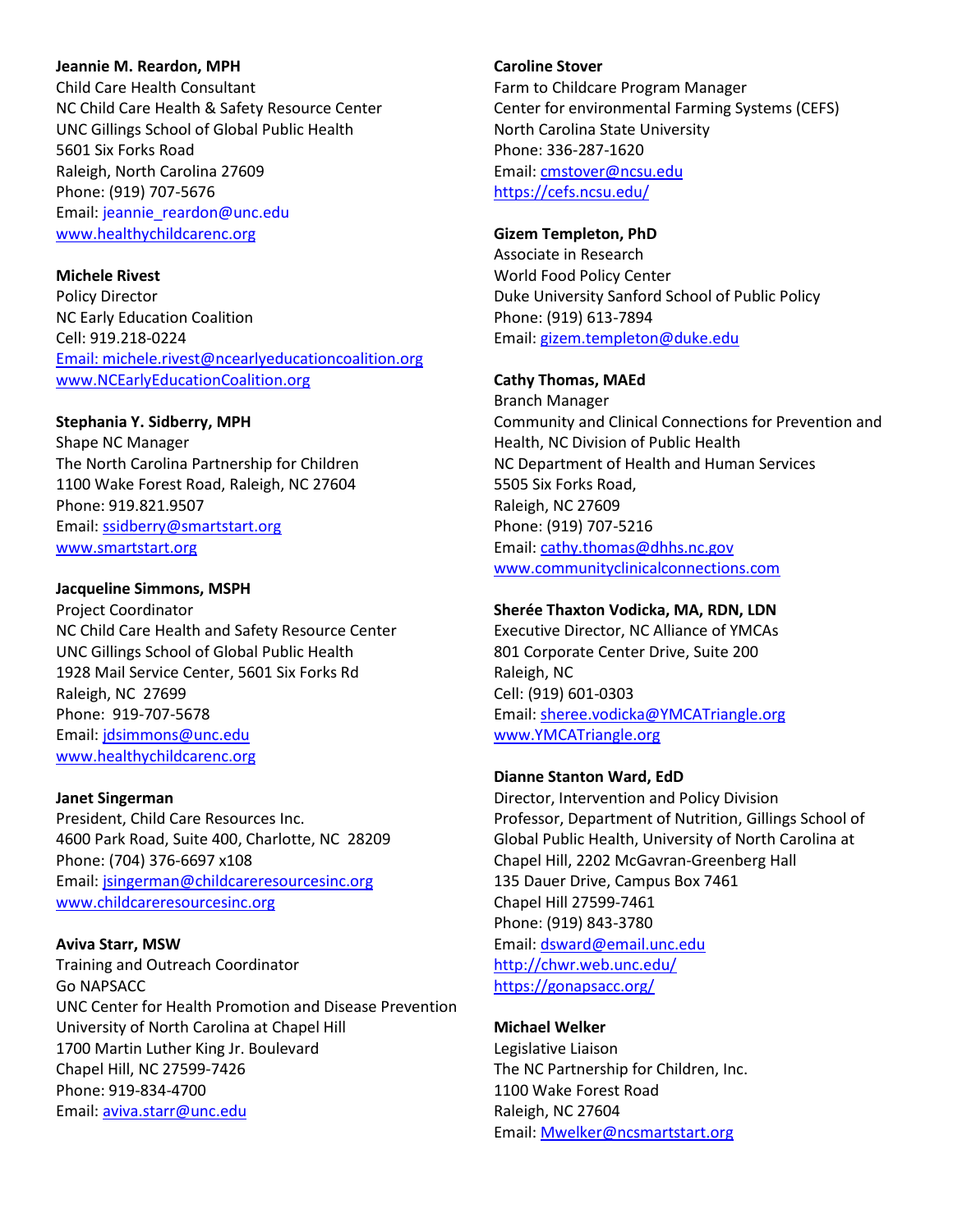**Jeannie M. Reardon, MPH**
Child Care Health Consultant
NC Child Care Health & Safety Resource Center
UNC Gillings School of Global Public Health
5601 Six Forks Road
Raleigh, North Carolina 27609
Phone: (919) 707-5676
Email: jeannie_reardon@unc.edu
www.healthychildcarenc.org

**Michele Rivest**
Policy Director
NC Early Education Coalition
Cell: 919.218-0224
Email: michele.rivest@ncearlyeducationcoalition.org
www.NCEarlyEducationCoalition.org

**Stephania Y. Sidberry, MPH**
Shape NC Manager
The North Carolina Partnership for Children
1100 Wake Forest Road, Raleigh, NC 27604
Phone: 919.821.9507
Email: ssidberry@smartstart.org
www.smartstart.org

**Jacqueline Simmons, MSPH**
Project Coordinator
NC Child Care Health and Safety Resource Center
UNC Gillings School of Global Public Health
1928 Mail Service Center, 5601 Six Forks Rd
Raleigh, NC 27699
Phone: 919-707-5678
Email: jdsimmons@unc.edu
www.healthychildcarenc.org

**Janet Singerman**
President, Child Care Resources Inc.
4600 Park Road, Suite 400, Charlotte, NC 28209
Phone: (704) 376-6697 x108
Email: jsingerman@childcareresourcesinc.org
www.childcareresourcesinc.org

**Aviva Starr, MSW**
Training and Outreach Coordinator
Go NAPSACC
UNC Center for Health Promotion and Disease Prevention
University of North Carolina at Chapel Hill
1700 Martin Luther King Jr. Boulevard
Chapel Hill, NC 27599-7426
Phone: 919-834-4700
Email: aviva.starr@unc.edu

**Caroline Stover**
Farm to Childcare Program Manager
Center for environmental Farming Systems (CEFS)
North Carolina State University
Phone: 336-287-1620
Email: cmstover@ncsu.edu
https://cefs.ncsu.edu/

**Gizem Templeton, PhD**
Associate in Research
World Food Policy Center
Duke University Sanford School of Public Policy
Phone: (919) 613-7894
Email: gizem.templeton@duke.edu

**Cathy Thomas, MAEd**
Branch Manager
Community and Clinical Connections for Prevention and Health, NC Division of Public Health
NC Department of Health and Human Services
5505 Six Forks Road,
Raleigh, NC 27609
Phone: (919) 707-5216
Email: cathy.thomas@dhhs.nc.gov
www.communityclinicalconnections.com

**Sherée Thaxton Vodicka, MA, RDN, LDN**
Executive Director, NC Alliance of YMCAs
801 Corporate Center Drive, Suite 200
Raleigh, NC
Cell: (919) 601-0303
Email: sheree.vodicka@YMCATriangle.org
www.YMCATriangle.org

**Dianne Stanton Ward, EdD**
Director, Intervention and Policy Division
Professor, Department of Nutrition, Gillings School of Global Public Health, University of North Carolina at Chapel Hill, 2202 McGavran-Greenberg Hall
135 Dauer Drive, Campus Box 7461
Chapel Hill 27599-7461
Phone: (919) 843-3780
Email: dsward@email.unc.edu
http://chwr.web.unc.edu/
https://gonapsacc.org/

**Michael Welker**
Legislative Liaison
The NC Partnership for Children, Inc.
1100 Wake Forest Road
Raleigh, NC 27604
Email: Mwelker@ncsmartstart.org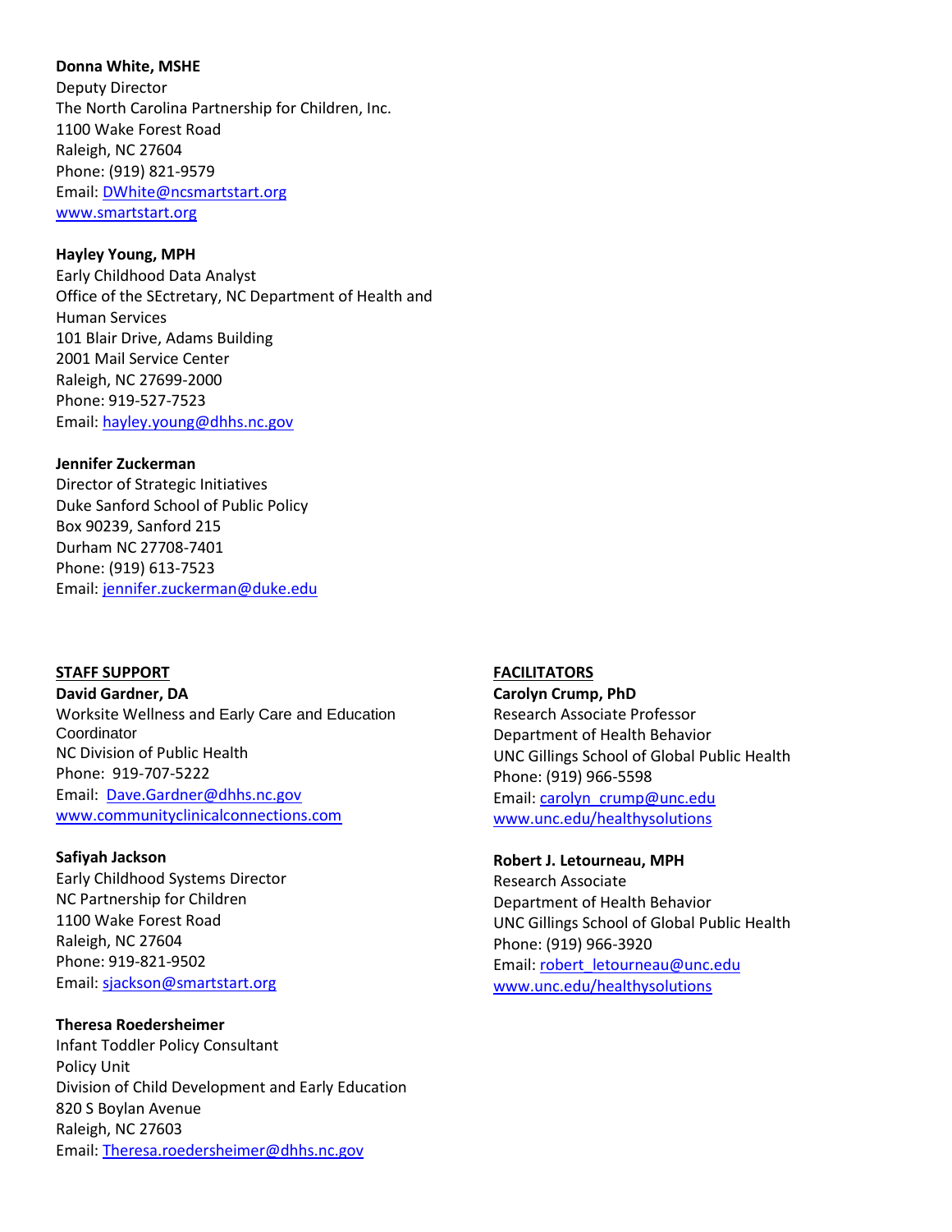**Donna White, MSHE**
Deputy Director
The North Carolina Partnership for Children, Inc.
1100 Wake Forest Road
Raleigh, NC 27604
Phone: (919) 821-9579
Email: DWhite@ncsmartstart.org
www.smartstart.org

**Hayley Young, MPH**
Early Childhood Data Analyst
Office of the SEctretary, NC Department of Health and Human Services
101 Blair Drive, Adams Building
2001 Mail Service Center
Raleigh, NC 27699-2000
Phone: 919-527-7523
Email: hayley.young@dhhs.nc.gov

**Jennifer Zuckerman**
Director of Strategic Initiatives
Duke Sanford School of Public Policy
Box 90239, Sanford 215
Durham NC 27708-7401
Phone: (919) 613-7523
Email: jennifer.zuckerman@duke.edu

**STAFF SUPPORT**

**David Gardner, DA**
Worksite Wellness and Early Care and Education Coordinator
NC Division of Public Health
Phone: 919-707-5222
Email: Dave.Gardner@dhhs.nc.gov
www.communityclinicalconnections.com

**Safiyah Jackson**
Early Childhood Systems Director
NC Partnership for Children
1100 Wake Forest Road
Raleigh, NC 27604
Phone: 919-821-9502
Email: sjackson@smartstart.org

**Theresa Roedersheimer**
Infant Toddler Policy Consultant
Policy Unit
Division of Child Development and Early Education
820 S Boylan Avenue
Raleigh, NC 27603
Email: Theresa.roedersheimer@dhhs.nc.gov

**FACILITATORS**

**Carolyn Crump, PhD**
Research Associate Professor
Department of Health Behavior
UNC Gillings School of Global Public Health
Phone: (919) 966-5598
Email: carolyn_crump@unc.edu
www.unc.edu/healthysolutions

**Robert J. Letourneau, MPH**
Research Associate
Department of Health Behavior
UNC Gillings School of Global Public Health
Phone: (919) 966-3920
Email: robert_letourneau@unc.edu
www.unc.edu/healthysolutions